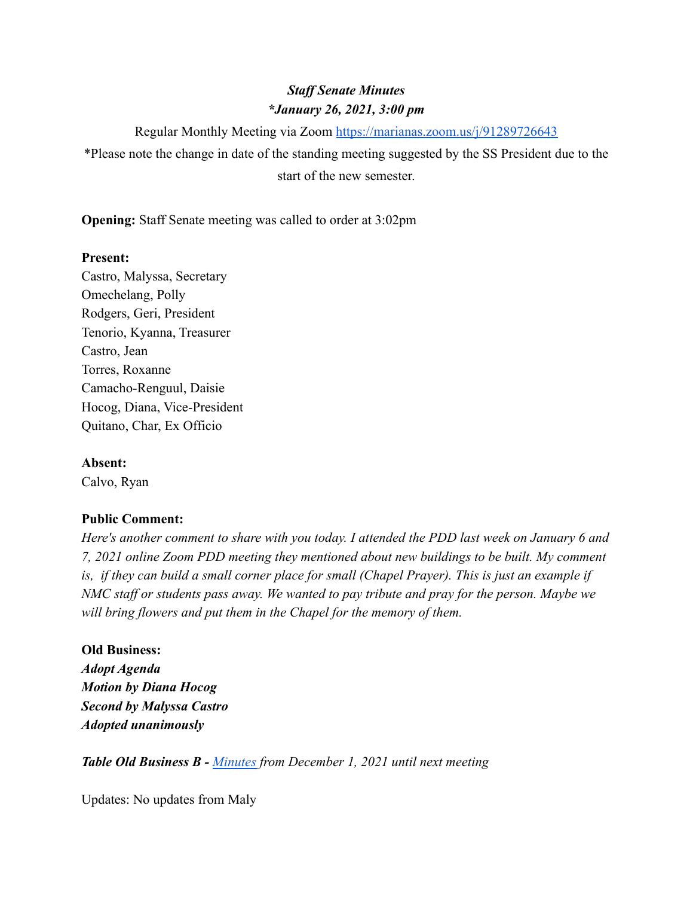***Staff Senate Minutes***
***\*January 26, 2021, 3:00 pm***

Regular Monthly Meeting via Zoom [https://marianas.zoom.us/j/91289726643](https://marianas.zoom.us/j/91289726643)

*Please note the change in date of the standing meeting suggested by the SS President due to the start of the new semester.

**Opening:** Staff Senate meeting was called to order at 3:02pm

**Present:**
Castro, Malyssa, Secretary
Omechelang, Polly
Rodgers, Geri, President
Tenorio, Kyanna, Treasurer
Castro, Jean
Torres, Roxanne
Camacho-Renguul, Daisie
Hocog, Diana, Vice-President
Quitano, Char, Ex Officio

**Absent:**
Calvo, Ryan

**Public Comment:**
*Here's another comment to share with you today. I attended the PDD last week on January 6 and 7, 2021 online Zoom PDD meeting they mentioned about new buildings to be built. My comment is, if they can build a small corner place for small (Chapel Prayer). This is just an example if NMC staff or students pass away. We wanted to pay tribute and pray for the person. Maybe we will bring flowers and put them in the Chapel for the memory of them.*

**Old Business:**
***Adopt Agenda***
***Motion by Diana Hocog***
***Second by Malyssa Castro***
***Adopted unanimously***

***Table Old Business B -*** *Minutes from December 1, 2021 until next meeting*

Updates: No updates from Maly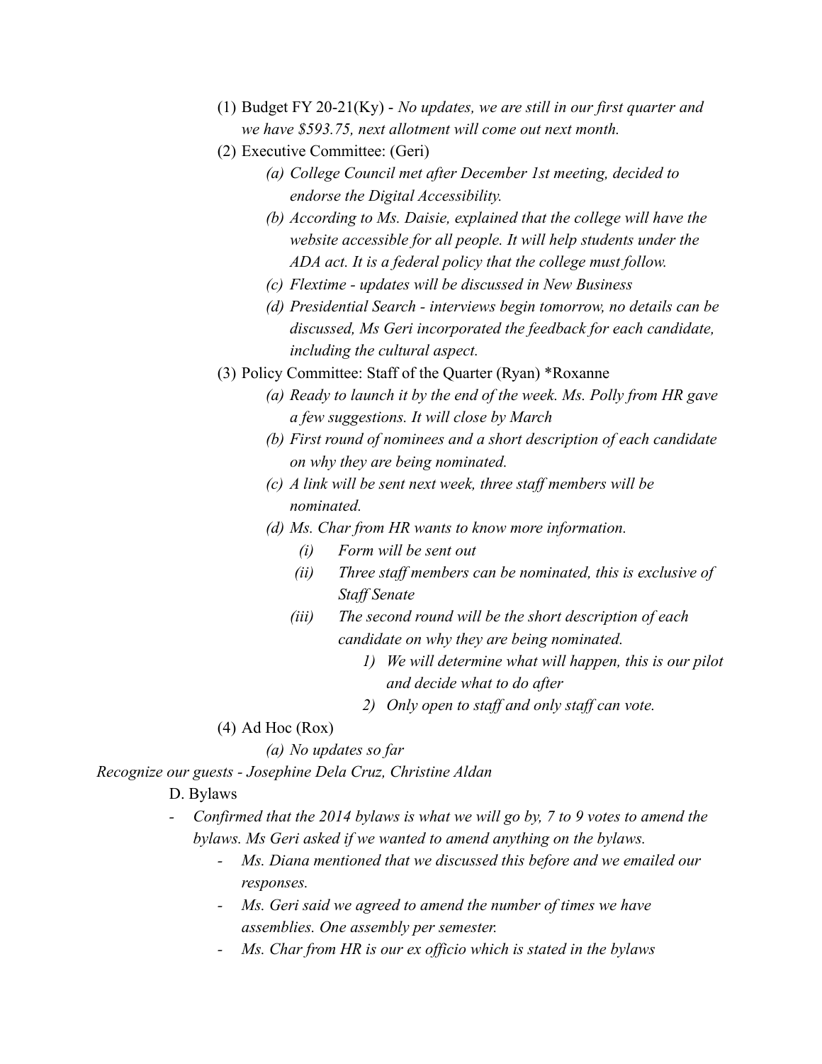(1) Budget FY 20-21(Ky) - *No updates, we are still in our first quarter and we have $593.75, next allotment will come out next month.*

(2) Executive Committee: (Geri)

   *(a) College Council met after December 1st meeting, decided to endorse the Digital Accessibility.*

   *(b) According to Ms. Daisie, explained that the college will have the website accessible for all people. It will help students under the ADA act. It is a federal policy that the college must follow.*

   *(c) Flextime - updates will be discussed in New Business*

   *(d) Presidential Search - interviews begin tomorrow, no details can be discussed, Ms Geri incorporated the feedback for each candidate, including the cultural aspect.*

(3) Policy Committee: Staff of the Quarter (Ryan) *Roxanne

   *(a) Ready to launch it by the end of the week. Ms. Polly from HR gave a few suggestions. It will close by March*

   *(b) First round of nominees and a short description of each candidate on why they are being nominated.*

   *(c) A link will be sent next week, three staff members will be nominated.*

   *(d) Ms. Char from HR wants to know more information.*

      *(i) Form will be sent out*

      *(ii) Three staff members can be nominated, this is exclusive of Staff Senate*

      *(iii) The second round will be the short description of each candidate on why they are being nominated.*

         *1) We will determine what will happen, this is our pilot and decide what to do after*

         *2) Only open to staff and only staff can vote.*

(4) Ad Hoc (Rox)

   *(a) No updates so far*

*Recognize our guests - Josephine Dela Cruz, Christine Aldan*

D. Bylaws

- *Confirmed that the 2014 bylaws is what we will go by, 7 to 9 votes to amend the bylaws. Ms Geri asked if we wanted to amend anything on the bylaws.*
    - *Ms. Diana mentioned that we discussed this before and we emailed our responses.*
    - *Ms. Geri said we agreed to amend the number of times we have assemblies. One assembly per semester.*
    - *Ms. Char from HR is our ex officio which is stated in the bylaws*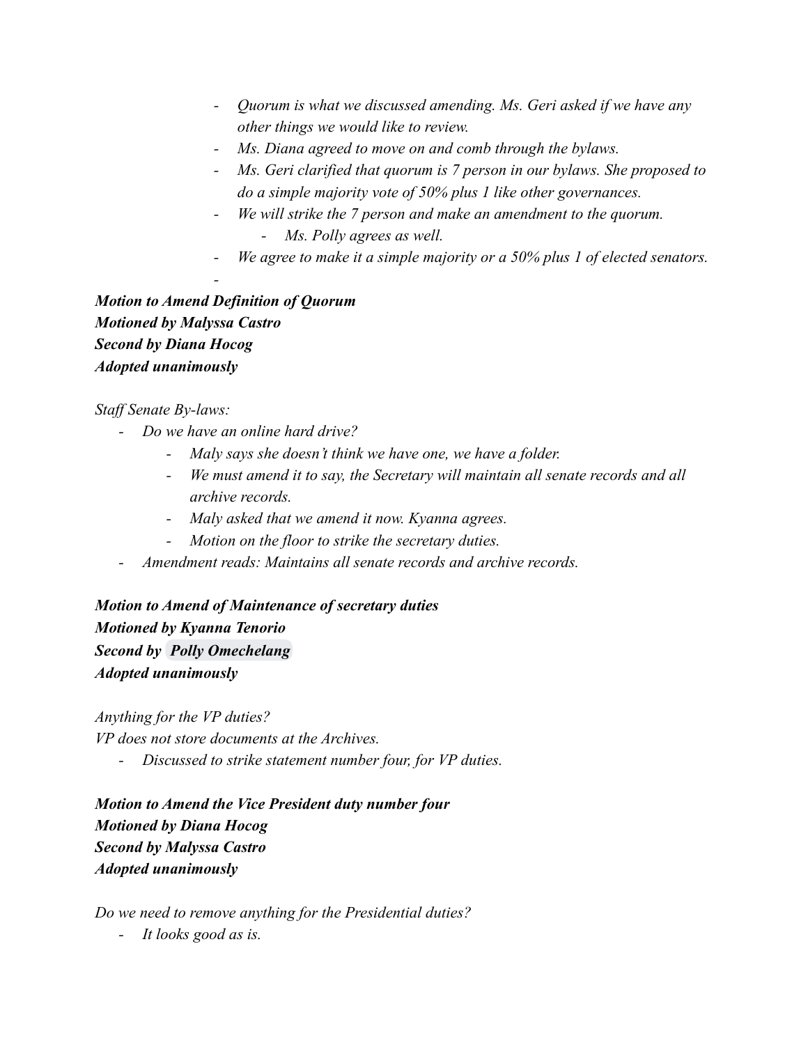- *Quorum is what we discussed amending. Ms. Geri asked if we have any other things we would like to review.*
- *Ms. Diana agreed to move on and comb through the bylaws.*
- *Ms. Geri clarified that quorum is 7 person in our bylaws. She proposed to do a simple majority vote of 50% plus 1 like other governances.*
- *We will strike the 7 person and make an amendment to the quorum.*
    - *Ms. Polly agrees as well.*
- *We agree to make it a simple majority or a 50% plus 1 of elected senators.*
-

***Motion to Amend Definition of Quorum***
***Motioned by Malyssa Castro***
***Second by Diana Hocog***
***Adopted unanimously***

*Staff Senate By-laws:*

- *Do we have an online hard drive?*
    - *Maly says she doesn't think we have one, we have a folder.*
    - *We must amend it to say, the Secretary will maintain all senate records and all archive records.*
    - *Maly asked that we amend it now. Kyanna agrees.*
    - *Motion on the floor to strike the secretary duties.*
- *Amendment reads: Maintains all senate records and archive records.*

***Motion to Amend of Maintenance of secretary duties***
***Motioned by Kyanna Tenorio***
***Second by Polly Omechelang***
***Adopted unanimously***

*Anything for the VP duties?*
*VP does not store documents at the Archives.*

- *Discussed to strike statement number four, for VP duties.*

***Motion to Amend the Vice President duty number four***
***Motioned by Diana Hocog***
***Second by Malyssa Castro***
***Adopted unanimously***

*Do we need to remove anything for the Presidential duties?*

- *It looks good as is.*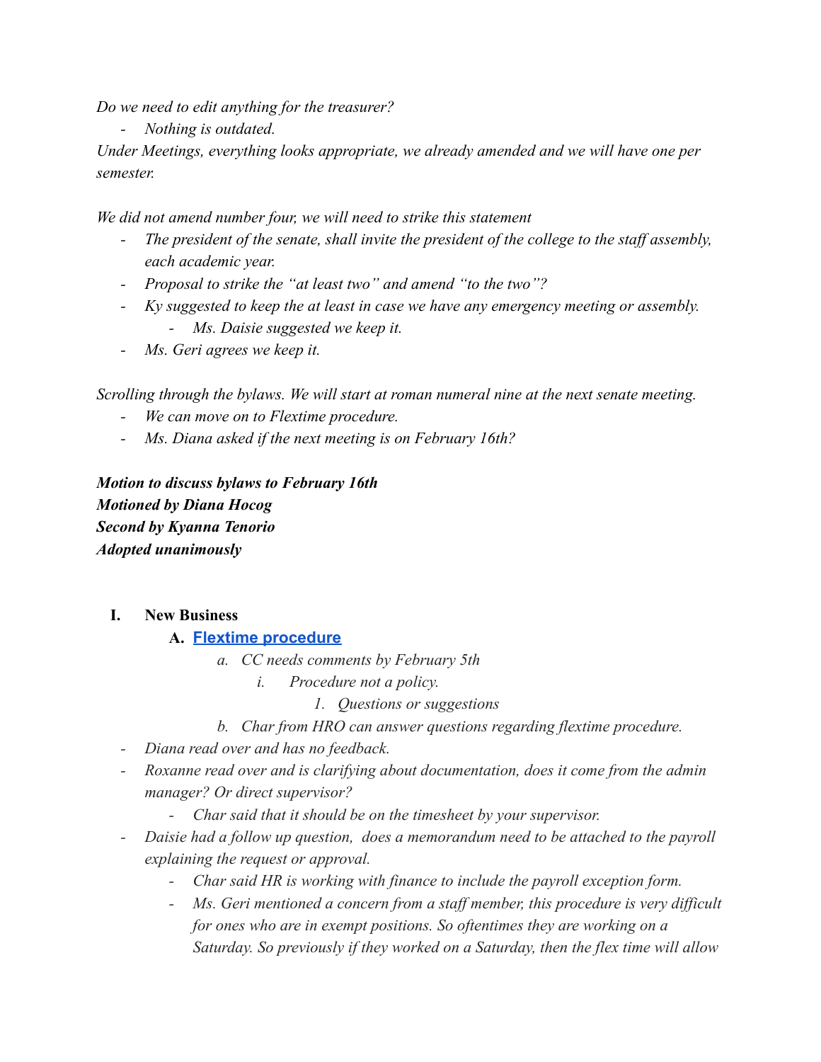*Do we need to edit anything for the treasurer?*

- *Nothing is outdated.*

*Under Meetings, everything looks appropriate, we already amended and we will have one per semester.*

*We did not amend number four, we will need to strike this statement*

- *The president of the senate, shall invite the president of the college to the staff assembly, each academic year.*
- *Proposal to strike the "at least two" and amend "to the two"?*
- *Ky suggested to keep the at least in case we have any emergency meeting or assembly.*
  - *Ms. Daisie suggested we keep it.*
- *Ms. Geri agrees we keep it.*

*Scrolling through the bylaws. We will start at roman numeral nine at the next senate meeting.*

- *We can move on to Flextime procedure.*
- *Ms. Diana asked if the next meeting is on February 16th?*

***Motion to discuss bylaws to February 16th***
***Motioned by Diana Hocog***
***Second by Kyanna Tenorio***
***Adopted unanimously***

I. **New Business**
   A. **[Flextime procedure]()**
      a. *CC needs comments by February 5th*
         i. *Procedure not a policy.*
            1. *Questions or suggestions*
      b. *Char from HRO can answer questions regarding flextime procedure.*

- *Diana read over and has no feedback.*
- *Roxanne read over and is clarifying about documentation, does it come from the admin manager? Or direct supervisor?*
  - *Char said that it should be on the timesheet by your supervisor.*
- *Daisie had a follow up question, does a memorandum need to be attached to the payroll explaining the request or approval.*
  - *Char said HR is working with finance to include the payroll exception form.*
  - *Ms. Geri mentioned a concern from a staff member, this procedure is very difficult for ones who are in exempt positions. So oftentimes they are working on a Saturday. So previously if they worked on a Saturday, then the flex time will allow*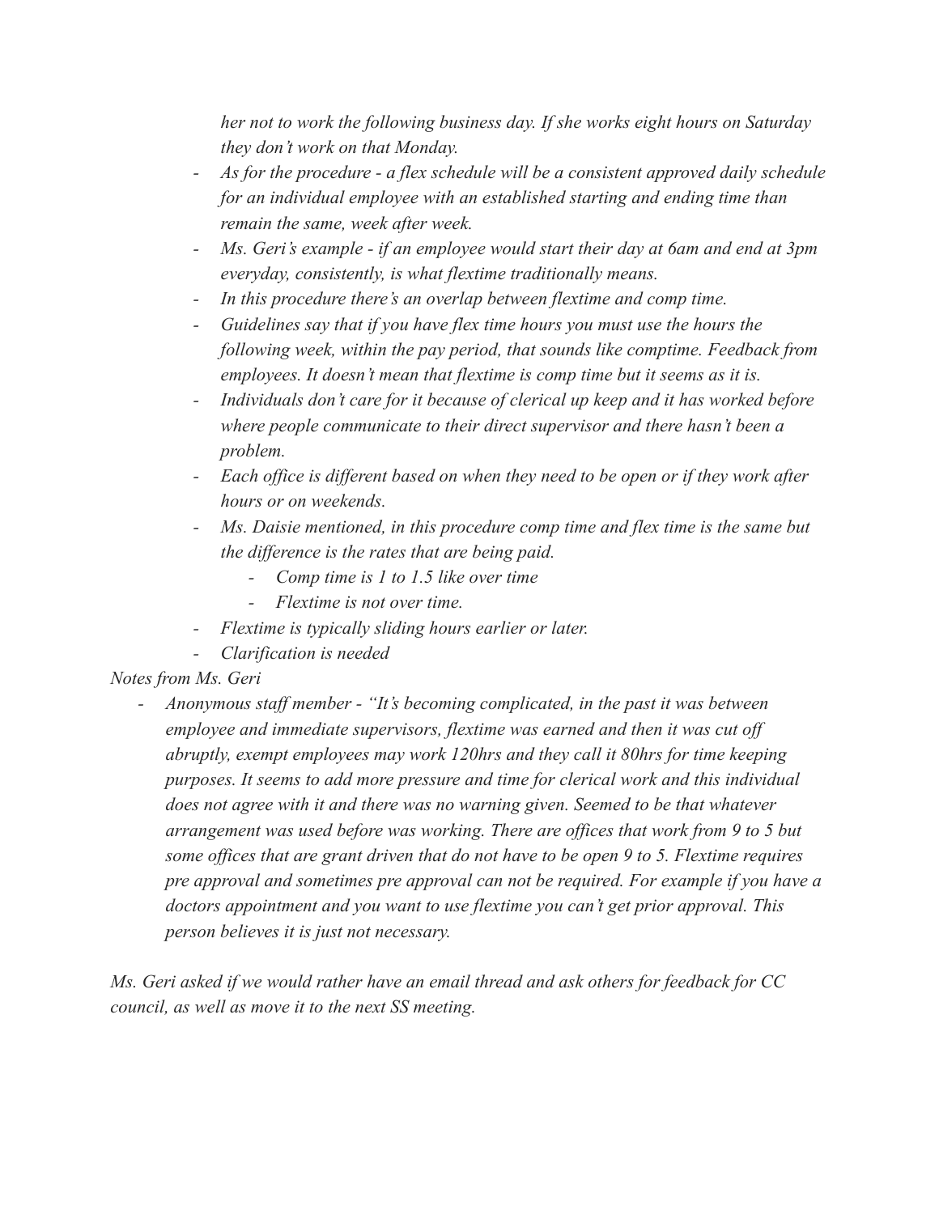*her not to work the following business day. If she works eight hours on Saturday they don't work on that Monday.*

- *As for the procedure - a flex schedule will be a consistent approved daily schedule for an individual employee with an established starting and ending time than remain the same, week after week.*
- *Ms. Geri's example - if an employee would start their day at 6am and end at 3pm everyday, consistently, is what flextime traditionally means.*
- *In this procedure there's an overlap between flextime and comp time.*
- *Guidelines say that if you have flex time hours you must use the hours the following week, within the pay period, that sounds like comptime. Feedback from employees. It doesn't mean that flextime is comp time but it seems as it is.*
- *Individuals don't care for it because of clerical up keep and it has worked before where people communicate to their direct supervisor and there hasn't been a problem.*
- *Each office is different based on when they need to be open or if they work after hours or on weekends.*
- *Ms. Daisie mentioned, in this procedure comp time and flex time is the same but the difference is the rates that are being paid.*
    - *Comp time is 1 to 1.5 like over time*
    - *Flextime is not over time.*
- *Flextime is typically sliding hours earlier or later.*
- *Clarification is needed*

*Notes from Ms. Geri*

- *Anonymous staff member - "It's becoming complicated, in the past it was between employee and immediate supervisors, flextime was earned and then it was cut off abruptly, exempt employees may work 120hrs and they call it 80hrs for time keeping purposes. It seems to add more pressure and time for clerical work and this individual does not agree with it and there was no warning given. Seemed to be that whatever arrangement was used before was working. There are offices that work from 9 to 5 but some offices that are grant driven that do not have to be open 9 to 5. Flextime requires pre approval and sometimes pre approval can not be required. For example if you have a doctors appointment and you want to use flextime you can't get prior approval. This person believes it is just not necessary.*

*Ms. Geri asked if we would rather have an email thread and ask others for feedback for CC council, as well as move it to the next SS meeting.*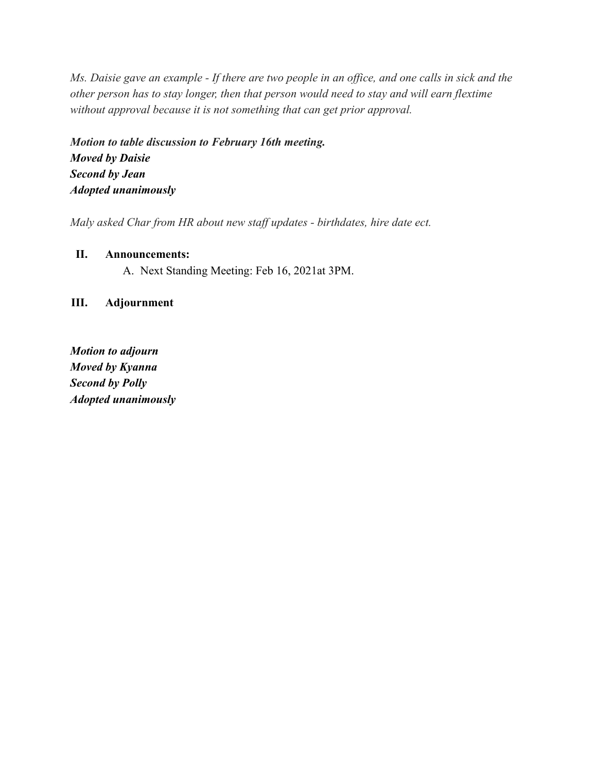*Ms. Daisie gave an example - If there are two people in an office, and one calls in sick and the other person has to stay longer, then that person would need to stay and will earn flextime without approval because it is not something that can get prior approval.*

***Motion to table discussion to February 16th meeting.***
***Moved by Daisie***
***Second by Jean***
***Adopted unanimously***

*Maly asked Char from HR about new staff updates - birthdates, hire date ect.*

## II. Announcements:

A. Next Standing Meeting: Feb 16, 2021at 3PM.

## III. Adjournment

***Motion to adjourn***
***Moved by Kyanna***
***Second by Polly***
***Adopted unanimously***